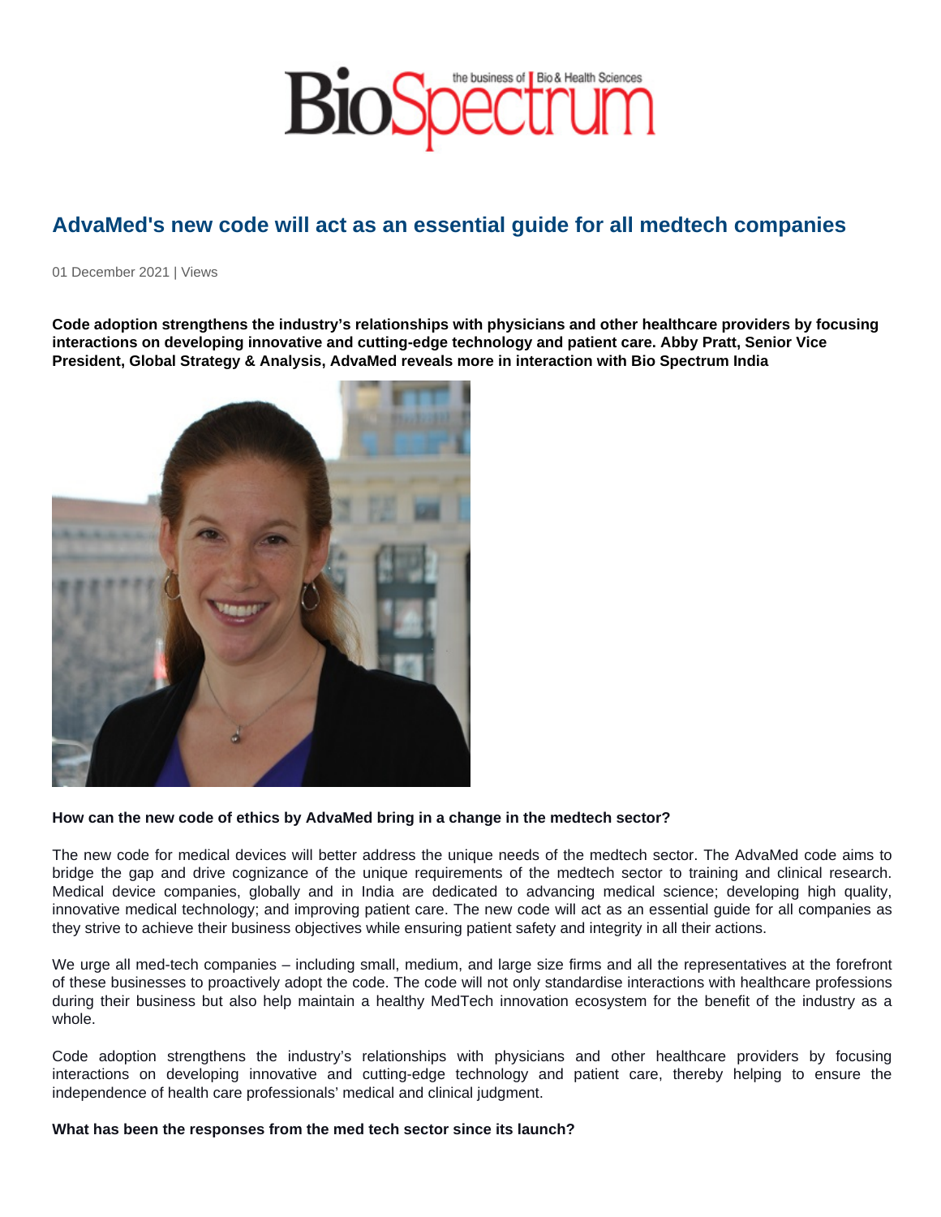# AdvaMed's new code will act as an essential guide for all medtech companies

01 December 2021 | Views

**Code adoption strengthens the industry's relationships with physicians and other healthcare providers by focusing interactions on developing innovative and cutting-edge technology and patient care. Abby Pratt, Senior Vice President, Global Strategy & Analysis, AdvaMed reveals more in interaction with Bio Spectrum India**

**How can the new code of ethics by AdvaMed bring in a change in the medtech sector?**

The new code for medical devices will better address the unique needs of the medtech sector. The AdvaMed code aims to bridge the gap and drive cognizance of the unique requirements of the medtech sector to training and clinical research. Medical device companies, globally and in India are dedicated to advancing medical science; developing high quality, innovative medical technology; and improving patient care. The new code will act as an essential guide for all companies as they strive to achieve their business objectives while ensuring patient safety and integrity in all their actions.

We urge all med-tech companies – including small, medium, and large size firms and all the representatives at the forefront of these businesses to proactively adopt the code. The code will not only standardise interactions with healthcare professions during their business but also help maintain a healthy MedTech innovation ecosystem for the benefit of the industry as a whole.

Code adoption strengthens the industry's relationships with physicians and other healthcare providers by focusing interactions on developing innovative and cutting-edge technology and patient care, thereby helping to ensure the independence of health care professionals' medical and clinical judgment.

**What has been the responses from the med tech sector since its launch?**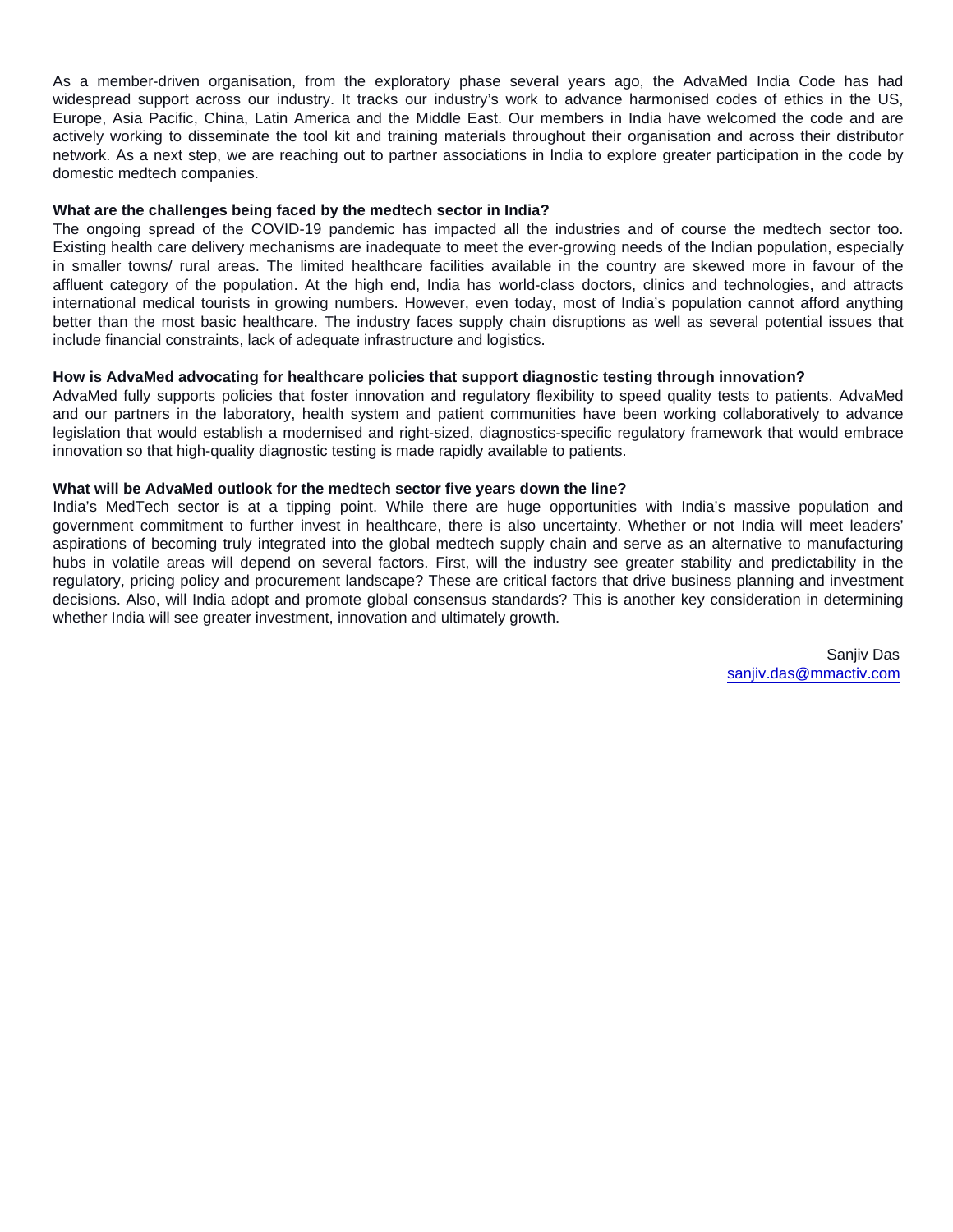As a member-driven organisation, from the exploratory phase several years ago, the AdvaMed India Code has had widespread support across our industry. It tracks our industry's work to advance harmonised codes of ethics in the US, Europe, Asia Pacific, China, Latin America and the Middle East. Our members in India have welcomed the code and are actively working to disseminate the tool kit and training materials throughout their organisation and across their distributor network. As a next step, we are reaching out to partner associations in India to explore greater participation in the code by domestic medtech companies.

**What are the challenges being faced by the medtech sector in India?**

The ongoing spread of the COVID-19 pandemic has impacted all the industries and of course the medtech sector too. Existing health care delivery mechanisms are inadequate to meet the ever-growing needs of the Indian population, especially in smaller towns/ rural areas. The limited healthcare facilities available in the country are skewed more in favour of the affluent category of the population. At the high end, India has world-class doctors, clinics and technologies, and attracts international medical tourists in growing numbers. However, even today, most of India's population cannot afford anything better than the most basic healthcare. The industry faces supply chain disruptions as well as several potential issues that include financial constraints, lack of adequate infrastructure and logistics.

**How is AdvaMed advocating for healthcare policies that support diagnostic testing through innovation?**

AdvaMed fully supports policies that foster innovation and regulatory flexibility to speed quality tests to patients. AdvaMed and our partners in the laboratory, health system and patient communities have been working collaboratively to advance legislation that would establish a modernised and right-sized, diagnostics-specific regulatory framework that would embrace innovation so that high-quality diagnostic testing is made rapidly available to patients.

**What will be AdvaMed outlook for the medtech sector five years down the line?**

India's MedTech sector is at a tipping point. While there are huge opportunities with India's massive population and government commitment to further invest in healthcare, there is also uncertainty. Whether or not India will meet leaders' aspirations of becoming truly integrated into the global medtech supply chain and serve as an alternative to manufacturing hubs in volatile areas will depend on several factors. First, will the industry see greater stability and predictability in the regulatory, pricing policy and procurement landscape? These are critical factors that drive business planning and investment decisions. Also, will India adopt and promote global consensus standards? This is another key consideration in determining whether India will see greater investment, innovation and ultimately growth.

Sanjiv Das
sanjiv.das@mmactiv.com